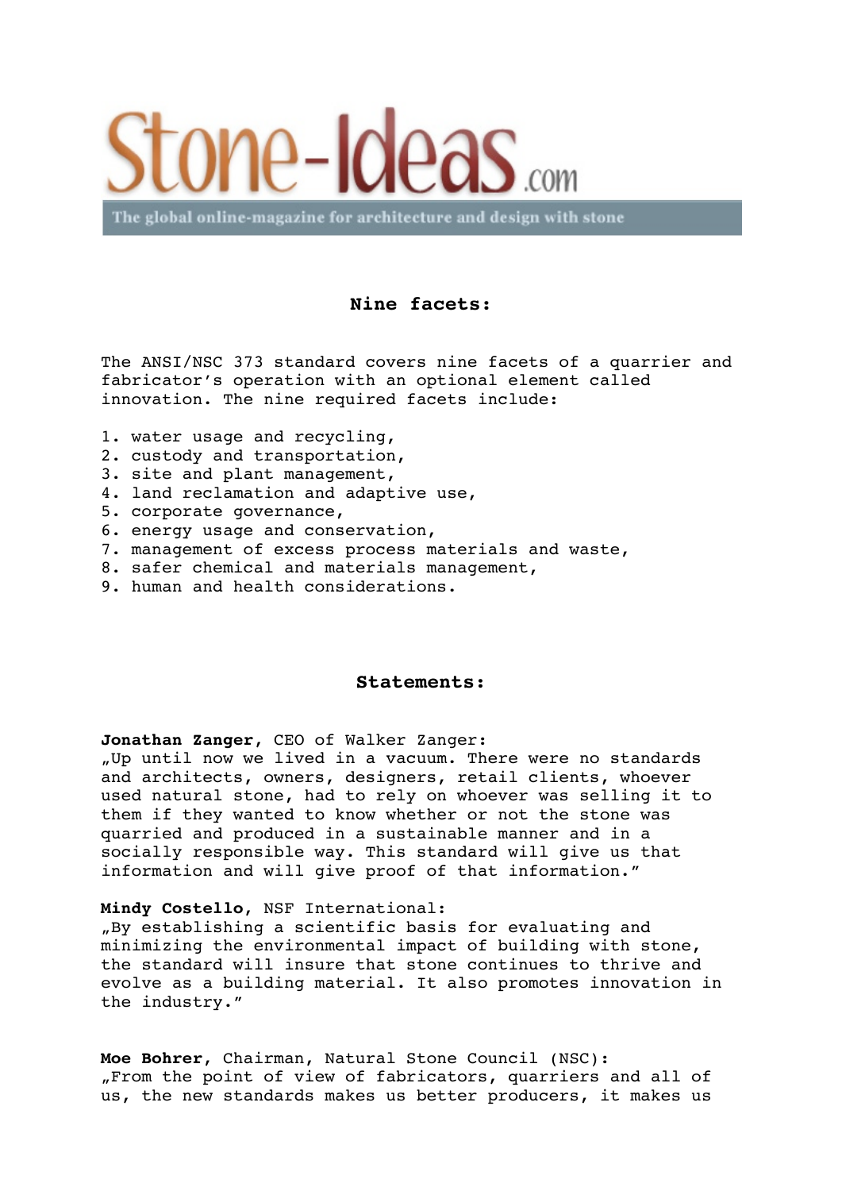Stone-Ideas.com

The global online-magazine for architecture and design with stone

## Nine facets:

The ANSI/NSC 373 standard covers nine facets of a quarrier and fabricator’s operation with an optional element called innovation. The nine required facets include:

1. water usage and recycling,
2. custody and transportation,
3. site and plant management,
4. land reclamation and adaptive use,
5. corporate governance,
6. energy usage and conservation,
7. management of excess process materials and waste,
8. safer chemical and materials management,
9. human and health considerations.

## Statements:

**Jonathan Zanger**, CEO of Walker Zanger:
„Up until now we lived in a vacuum. There were no standards and architects, owners, designers, retail clients, whoever used natural stone, had to rely on whoever was selling it to them if they wanted to know whether or not the stone was quarried and produced in a sustainable manner and in a socially responsible way. This standard will give us that information and will give proof of that information.”

**Mindy Costello**, NSF International:
„By establishing a scientific basis for evaluating and minimizing the environmental impact of building with stone, the standard will insure that stone continues to thrive and evolve as a building material. It also promotes innovation in the industry.”

**Moe Bohrer**, Chairman, Natural Stone Council (NSC):
„From the point of view of fabricators, quarriers and all of us, the new standards makes us better producers, it makes us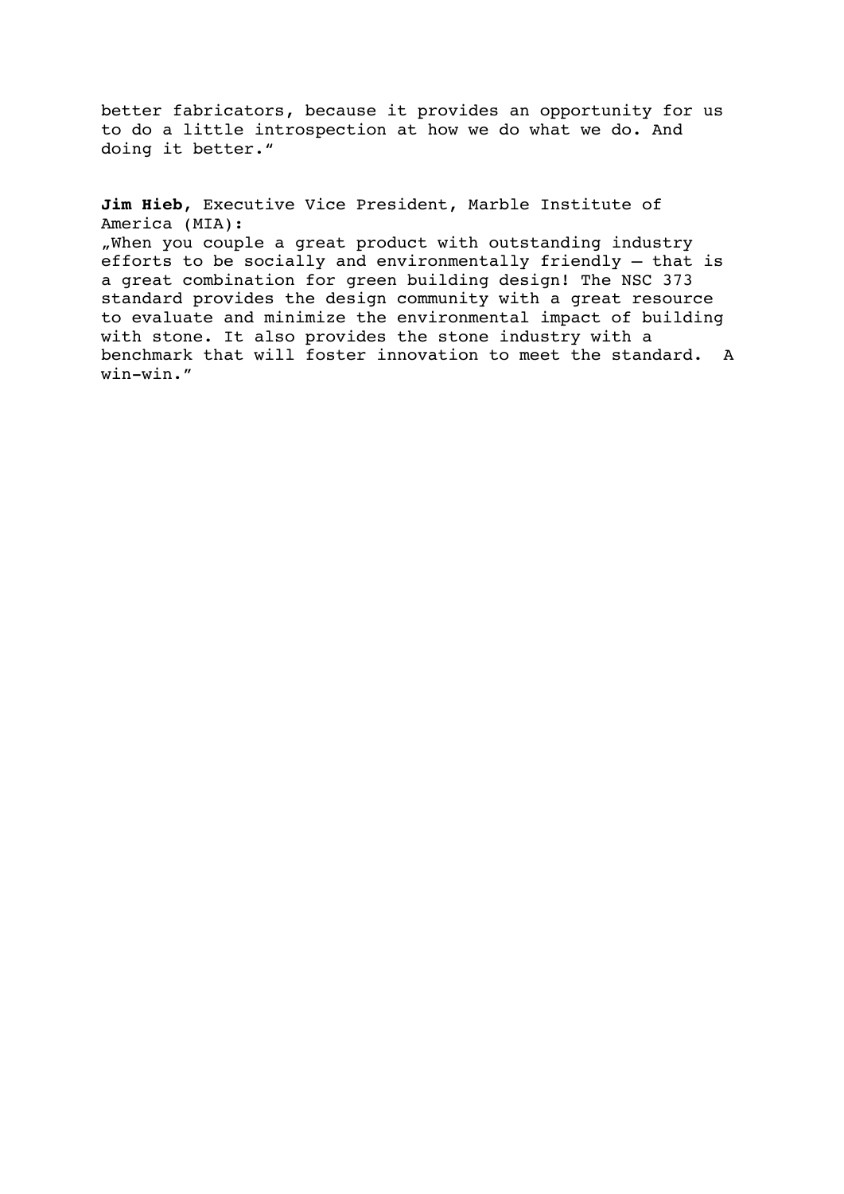better fabricators, because it provides an opportunity for us to do a little introspection at how we do what we do. And doing it better."

**Jim Hieb**, Executive Vice President, Marble Institute of America (MIA):
„When you couple a great product with outstanding industry efforts to be socially and environmentally friendly – that is a great combination for green building design! The NSC 373 standard provides the design community with a great resource to evaluate and minimize the environmental impact of building with stone. It also provides the stone industry with a benchmark that will foster innovation to meet the standard.  A win-win."